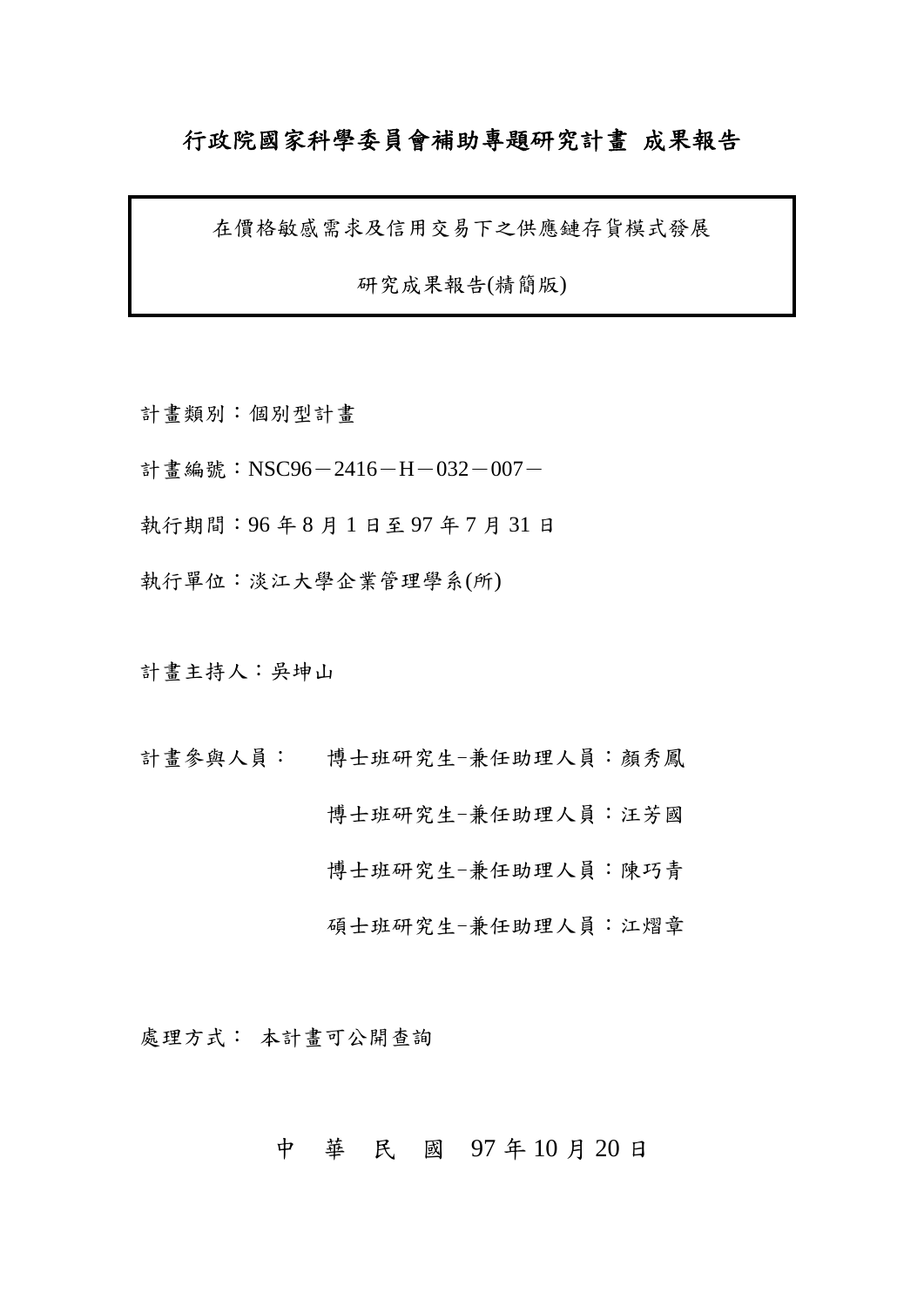# 行政院國家科學委員會補助專題研究計畫 成果報告

在價格敏感需求及信用交易下之供應鏈存貨模式發展

研究成果報告(精簡版)

計畫類別：個別型計畫

計畫編號：NSC96－2416－H－032－007－

執行期間：96 年 8 月 1 日至 97 年 7 月 31 日

執行單位：淡江大學企業管理學系(所)

計畫主持人：吳坤山

計畫參與人員： 博士班研究生-兼任助理人員：顏秀鳳

博士班研究生-兼任助理人員：汪芳國

博士班研究生-兼任助理人員：陳巧青

碩士班研究生-兼任助理人員：江熠章

處理方式： 本計畫可公開查詢

中 華 民 國 97 年 10 月 20 日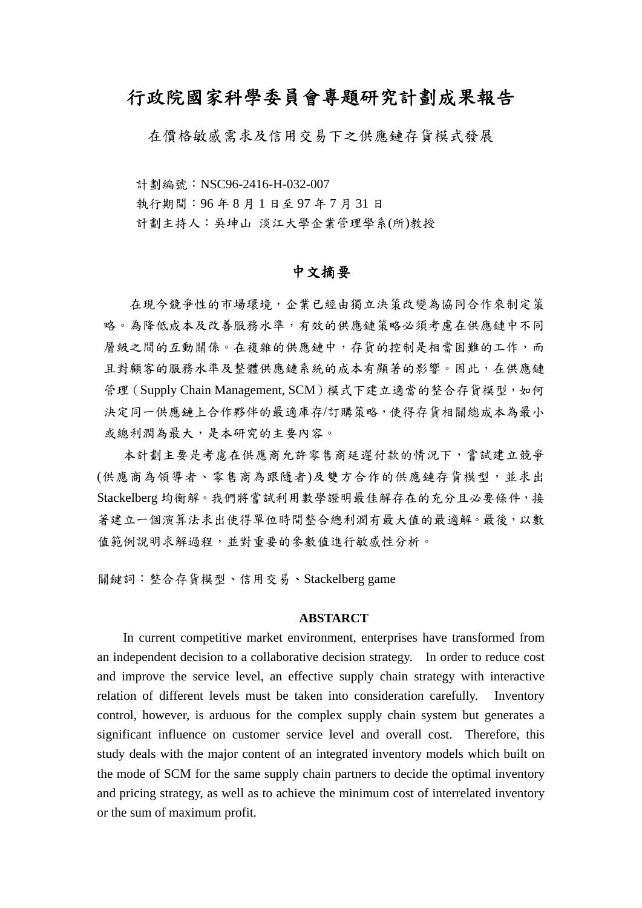# 行政院國家科學委員會專題研究計畫成果報告

在價格敏感需求及信用交易下之供應鏈存貨模式發展

計劃編號：NSC96-2416-H-032-007

執行期間：96 年 8 月 1 日至 97 年 7 月 31 日

計劃主持人：吳坤山 淡江大學企業管理學系(所)教授

## 中文摘要

在現今競爭性的市場環境，企業已經由獨立決策改變為協同合作來制定策略。為降低成本及改善服務水準，有效的供應鏈策略必須考慮在供應鏈中不同層級之間的互動關係。在複雜的供應鏈中，存貨的控制是相當困難的工作，而且對顧客的服務水準及整體供應鏈系統的成本有顯著的影響。因此，在供應鏈管理（Supply Chain Management, SCM）模式下建立適當的整合存貨模型，如何決定同一供應鏈上合作夥伴的最適庫存/訂購策略，使得存貨相關總成本為最小或總利潤為最大，是本研究的主要內容。

本計劃主要是考慮在供應商允許零售商延遲付款的情況下，嘗試建立競爭(供應商為領導者、零售商為跟隨者)及雙方合作的供應鏈存貨模型，並求出 Stackelberg 均衡解。我們將嘗試利用數學證明最佳解存在的充分且必要條件，接著建立一個演算法求出使得單位時間整合總利潤有最大值的最適解。最後，以數值範例說明求解過程，並對重要的參數值進行敏感性分析。

關鍵詞：整合存貨模型、信用交易、Stackelberg game

## ABSTARCT

In current competitive market environment, enterprises have transformed from an independent decision to a collaborative decision strategy. In order to reduce cost and improve the service level, an effective supply chain strategy with interactive relation of different levels must be taken into consideration carefully. Inventory control, however, is arduous for the complex supply chain system but generates a significant influence on customer service level and overall cost. Therefore, this study deals with the major content of an integrated inventory models which built on the mode of SCM for the same supply chain partners to decide the optimal inventory and pricing strategy, as well as to achieve the minimum cost of interrelated inventory or the sum of maximum profit.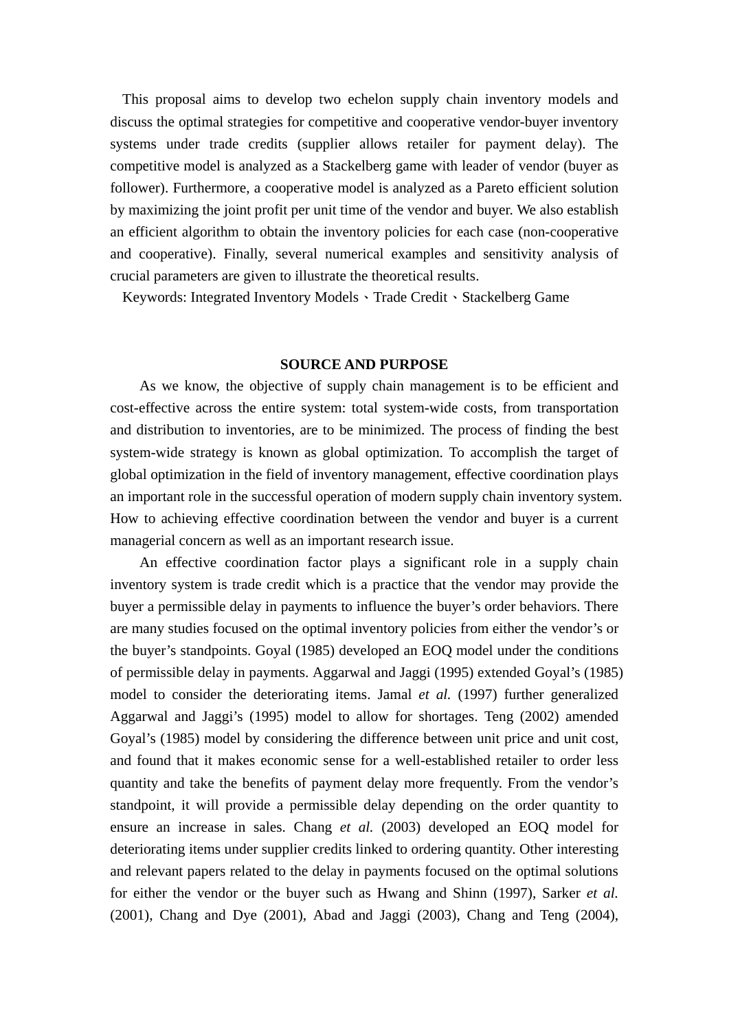This proposal aims to develop two echelon supply chain inventory models and discuss the optimal strategies for competitive and cooperative vendor-buyer inventory systems under trade credits (supplier allows retailer for payment delay). The competitive model is analyzed as a Stackelberg game with leader of vendor (buyer as follower). Furthermore, a cooperative model is analyzed as a Pareto efficient solution by maximizing the joint profit per unit time of the vendor and buyer. We also establish an efficient algorithm to obtain the inventory policies for each case (non-cooperative and cooperative). Finally, several numerical examples and sensitivity analysis of crucial parameters are given to illustrate the theoretical results.

Keywords: Integrated Inventory Models、Trade Credit、Stackelberg Game

## SOURCE AND PURPOSE

As we know, the objective of supply chain management is to be efficient and cost-effective across the entire system: total system-wide costs, from transportation and distribution to inventories, are to be minimized. The process of finding the best system-wide strategy is known as global optimization. To accomplish the target of global optimization in the field of inventory management, effective coordination plays an important role in the successful operation of modern supply chain inventory system. How to achieving effective coordination between the vendor and buyer is a current managerial concern as well as an important research issue.

An effective coordination factor plays a significant role in a supply chain inventory system is trade credit which is a practice that the vendor may provide the buyer a permissible delay in payments to influence the buyer's order behaviors. There are many studies focused on the optimal inventory policies from either the vendor's or the buyer's standpoints. Goyal (1985) developed an EOQ model under the conditions of permissible delay in payments. Aggarwal and Jaggi (1995) extended Goyal's (1985) model to consider the deteriorating items. Jamal *et al.* (1997) further generalized Aggarwal and Jaggi's (1995) model to allow for shortages. Teng (2002) amended Goyal's (1985) model by considering the difference between unit price and unit cost, and found that it makes economic sense for a well-established retailer to order less quantity and take the benefits of payment delay more frequently. From the vendor's standpoint, it will provide a permissible delay depending on the order quantity to ensure an increase in sales. Chang *et al.* (2003) developed an EOQ model for deteriorating items under supplier credits linked to ordering quantity. Other interesting and relevant papers related to the delay in payments focused on the optimal solutions for either the vendor or the buyer such as Hwang and Shinn (1997), Sarker *et al.* (2001), Chang and Dye (2001), Abad and Jaggi (2003), Chang and Teng (2004),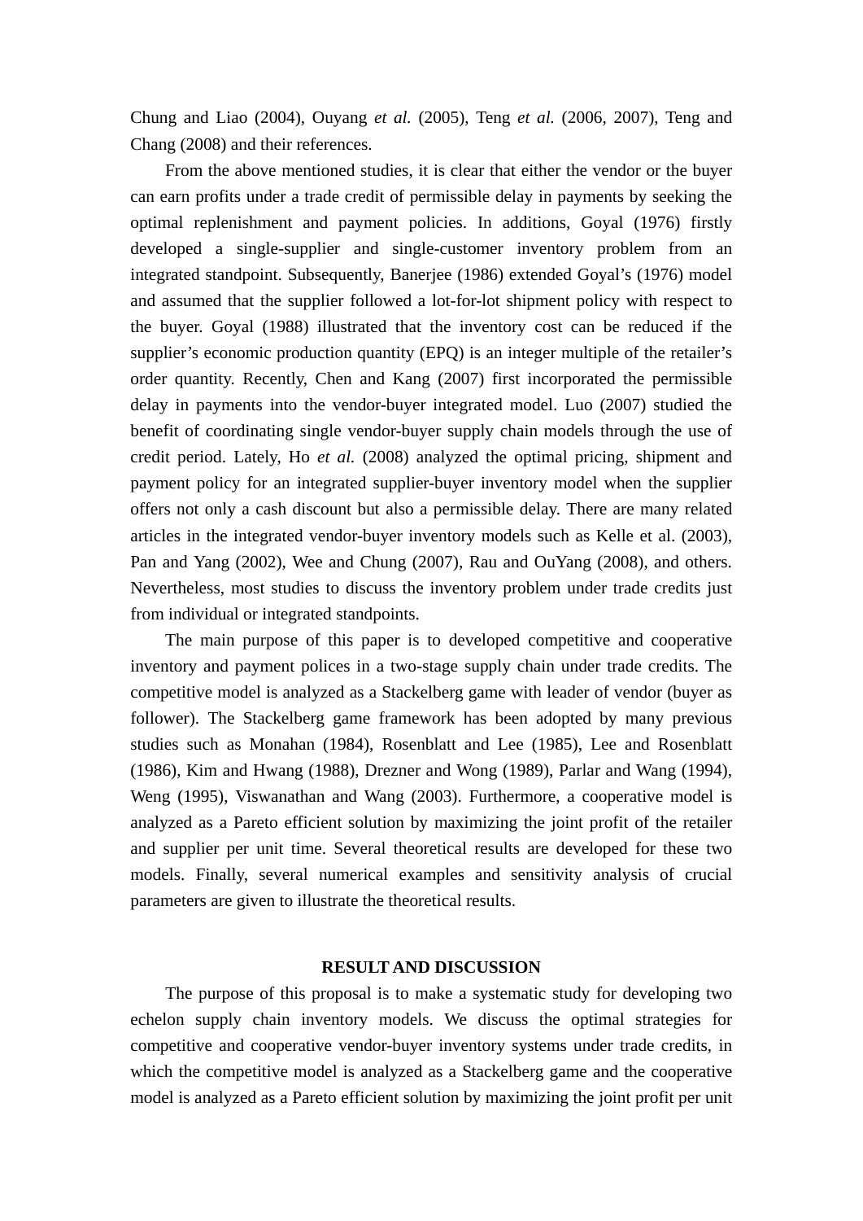Chung and Liao (2004), Ouyang *et al.* (2005), Teng *et al.* (2006, 2007), Teng and Chang (2008) and their references.

From the above mentioned studies, it is clear that either the vendor or the buyer can earn profits under a trade credit of permissible delay in payments by seeking the optimal replenishment and payment policies. In additions, Goyal (1976) firstly developed a single-supplier and single-customer inventory problem from an integrated standpoint. Subsequently, Banerjee (1986) extended Goyal's (1976) model and assumed that the supplier followed a lot-for-lot shipment policy with respect to the buyer. Goyal (1988) illustrated that the inventory cost can be reduced if the supplier's economic production quantity (EPQ) is an integer multiple of the retailer's order quantity. Recently, Chen and Kang (2007) first incorporated the permissible delay in payments into the vendor-buyer integrated model. Luo (2007) studied the benefit of coordinating single vendor-buyer supply chain models through the use of credit period. Lately, Ho *et al.* (2008) analyzed the optimal pricing, shipment and payment policy for an integrated supplier-buyer inventory model when the supplier offers not only a cash discount but also a permissible delay. There are many related articles in the integrated vendor-buyer inventory models such as Kelle et al. (2003), Pan and Yang (2002), Wee and Chung (2007), Rau and OuYang (2008), and others. Nevertheless, most studies to discuss the inventory problem under trade credits just from individual or integrated standpoints.

The main purpose of this paper is to developed competitive and cooperative inventory and payment polices in a two-stage supply chain under trade credits. The competitive model is analyzed as a Stackelberg game with leader of vendor (buyer as follower). The Stackelberg game framework has been adopted by many previous studies such as Monahan (1984), Rosenblatt and Lee (1985), Lee and Rosenblatt (1986), Kim and Hwang (1988), Drezner and Wong (1989), Parlar and Wang (1994), Weng (1995), Viswanathan and Wang (2003). Furthermore, a cooperative model is analyzed as a Pareto efficient solution by maximizing the joint profit of the retailer and supplier per unit time. Several theoretical results are developed for these two models. Finally, several numerical examples and sensitivity analysis of crucial parameters are given to illustrate the theoretical results.

## RESULT AND DISCUSSION

The purpose of this proposal is to make a systematic study for developing two echelon supply chain inventory models. We discuss the optimal strategies for competitive and cooperative vendor-buyer inventory systems under trade credits, in which the competitive model is analyzed as a Stackelberg game and the cooperative model is analyzed as a Pareto efficient solution by maximizing the joint profit per unit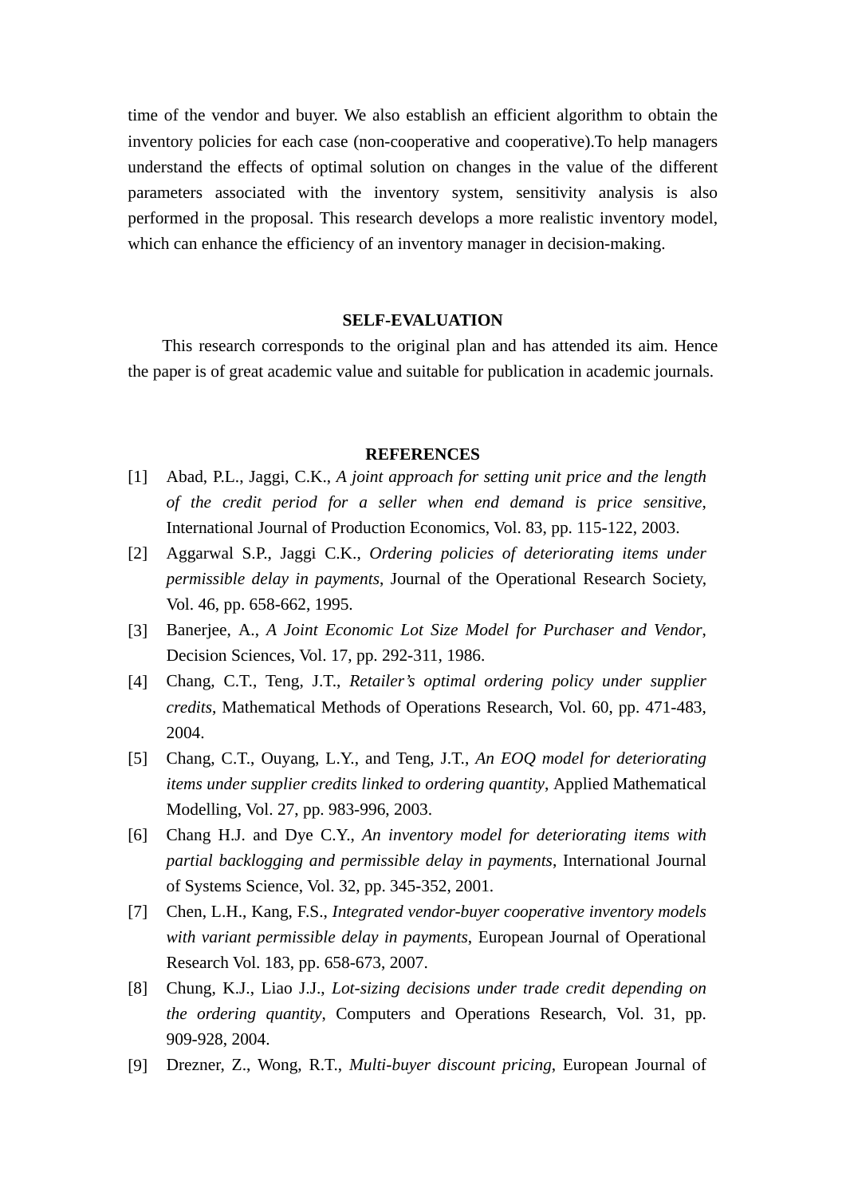time of the vendor and buyer. We also establish an efficient algorithm to obtain the inventory policies for each case (non-cooperative and cooperative).To help managers understand the effects of optimal solution on changes in the value of the different parameters associated with the inventory system, sensitivity analysis is also performed in the proposal. This research develops a more realistic inventory model, which can enhance the efficiency of an inventory manager in decision-making.

## SELF-EVALUATION

This research corresponds to the original plan and has attended its aim. Hence the paper is of great academic value and suitable for publication in academic journals.

## REFERENCES

[1] Abad, P.L., Jaggi, C.K., *A joint approach for setting unit price and the length of the credit period for a seller when end demand is price sensitive*, International Journal of Production Economics, Vol. 83, pp. 115-122, 2003.

[2] Aggarwal S.P., Jaggi C.K., *Ordering policies of deteriorating items under permissible delay in payments*, Journal of the Operational Research Society, Vol. 46, pp. 658-662, 1995.

[3] Banerjee, A., *A Joint Economic Lot Size Model for Purchaser and Vendor*, Decision Sciences, Vol. 17, pp. 292-311, 1986.

[4] Chang, C.T., Teng, J.T., *Retailer's optimal ordering policy under supplier credits*, Mathematical Methods of Operations Research, Vol. 60, pp. 471-483, 2004.

[5] Chang, C.T., Ouyang, L.Y., and Teng, J.T., *An EOQ model for deteriorating items under supplier credits linked to ordering quantity*, Applied Mathematical Modelling, Vol. 27, pp. 983-996, 2003.

[6] Chang H.J. and Dye C.Y., *An inventory model for deteriorating items with partial backlogging and permissible delay in payments*, International Journal of Systems Science, Vol. 32, pp. 345-352, 2001.

[7] Chen, L.H., Kang, F.S., *Integrated vendor-buyer cooperative inventory models with variant permissible delay in payments*, European Journal of Operational Research Vol. 183, pp. 658-673, 2007.

[8] Chung, K.J., Liao J.J., *Lot-sizing decisions under trade credit depending on the ordering quantity*, Computers and Operations Research, Vol. 31, pp. 909-928, 2004.

[9] Drezner, Z., Wong, R.T., *Multi-buyer discount pricing*, European Journal of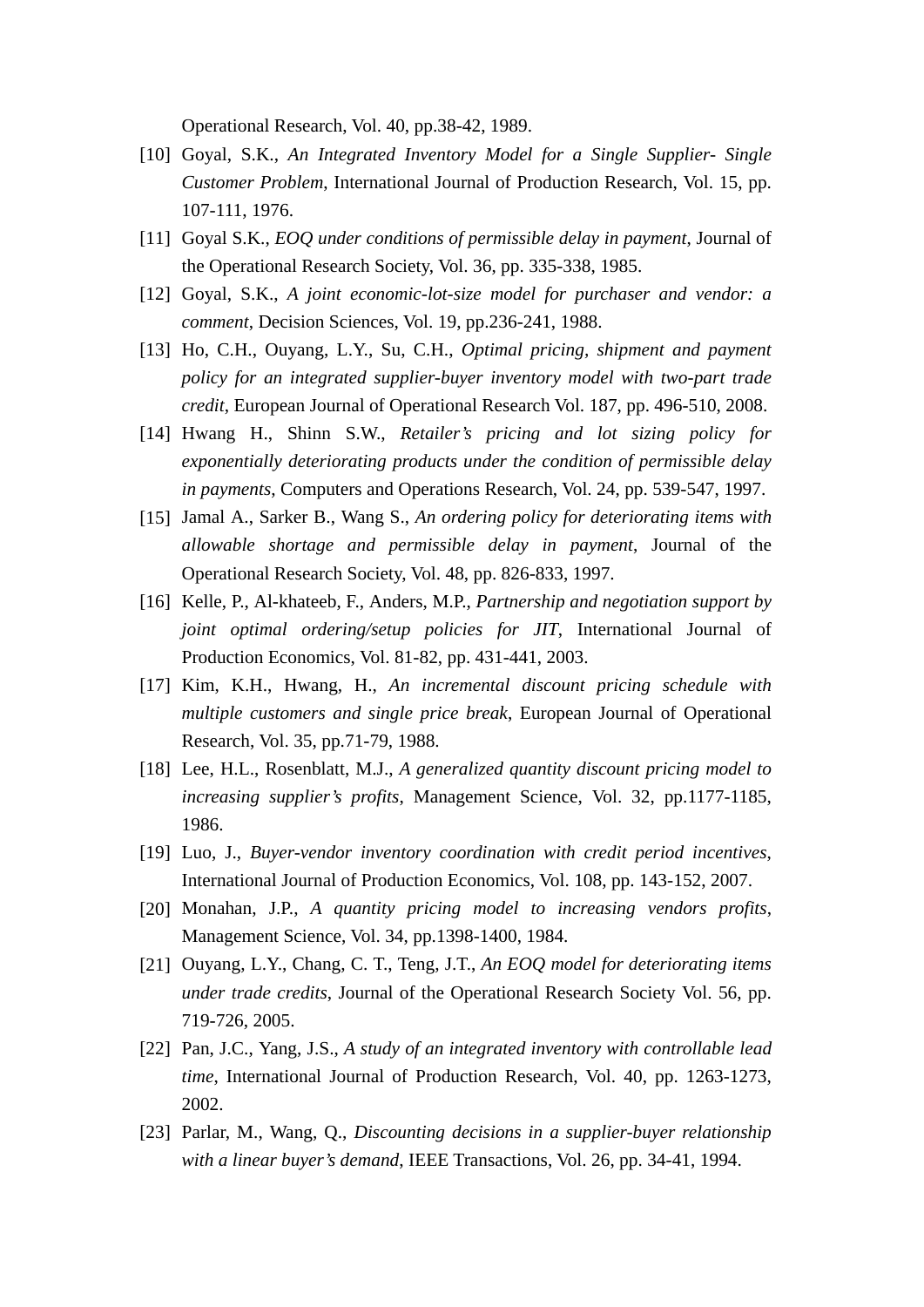Operational Research, Vol. 40, pp.38-42, 1989.

[10] Goyal, S.K., *An Integrated Inventory Model for a Single Supplier- Single Customer Problem*, International Journal of Production Research, Vol. 15, pp. 107-111, 1976.

[11] Goyal S.K., *EOQ under conditions of permissible delay in payment*, Journal of the Operational Research Society, Vol. 36, pp. 335-338, 1985.

[12] Goyal, S.K., *A joint economic-lot-size model for purchaser and vendor: a comment*, Decision Sciences, Vol. 19, pp.236-241, 1988.

[13] Ho, C.H., Ouyang, L.Y., Su, C.H., *Optimal pricing, shipment and payment policy for an integrated supplier-buyer inventory model with two-part trade credit*, European Journal of Operational Research Vol. 187, pp. 496-510, 2008.

[14] Hwang H., Shinn S.W., *Retailer's pricing and lot sizing policy for exponentially deteriorating products under the condition of permissible delay in payments*, Computers and Operations Research, Vol. 24, pp. 539-547, 1997.

[15] Jamal A., Sarker B., Wang S., *An ordering policy for deteriorating items with allowable shortage and permissible delay in payment*, Journal of the Operational Research Society, Vol. 48, pp. 826-833, 1997.

[16] Kelle, P., Al-khateeb, F., Anders, M.P., *Partnership and negotiation support by joint optimal ordering/setup policies for JIT*, International Journal of Production Economics, Vol. 81-82, pp. 431-441, 2003.

[17] Kim, K.H., Hwang, H., *An incremental discount pricing schedule with multiple customers and single price break*, European Journal of Operational Research, Vol. 35, pp.71-79, 1988.

[18] Lee, H.L., Rosenblatt, M.J., *A generalized quantity discount pricing model to increasing supplier's profits*, Management Science, Vol. 32, pp.1177-1185, 1986.

[19] Luo, J., *Buyer-vendor inventory coordination with credit period incentives*, International Journal of Production Economics, Vol. 108, pp. 143-152, 2007.

[20] Monahan, J.P., *A quantity pricing model to increasing vendors profits*, Management Science, Vol. 34, pp.1398-1400, 1984.

[21] Ouyang, L.Y., Chang, C. T., Teng, J.T., *An EOQ model for deteriorating items under trade credits*, Journal of the Operational Research Society Vol. 56, pp. 719-726, 2005.

[22] Pan, J.C., Yang, J.S., *A study of an integrated inventory with controllable lead time*, International Journal of Production Research, Vol. 40, pp. 1263-1273, 2002.

[23] Parlar, M., Wang, Q., *Discounting decisions in a supplier-buyer relationship with a linear buyer's demand*, IEEE Transactions, Vol. 26, pp. 34-41, 1994.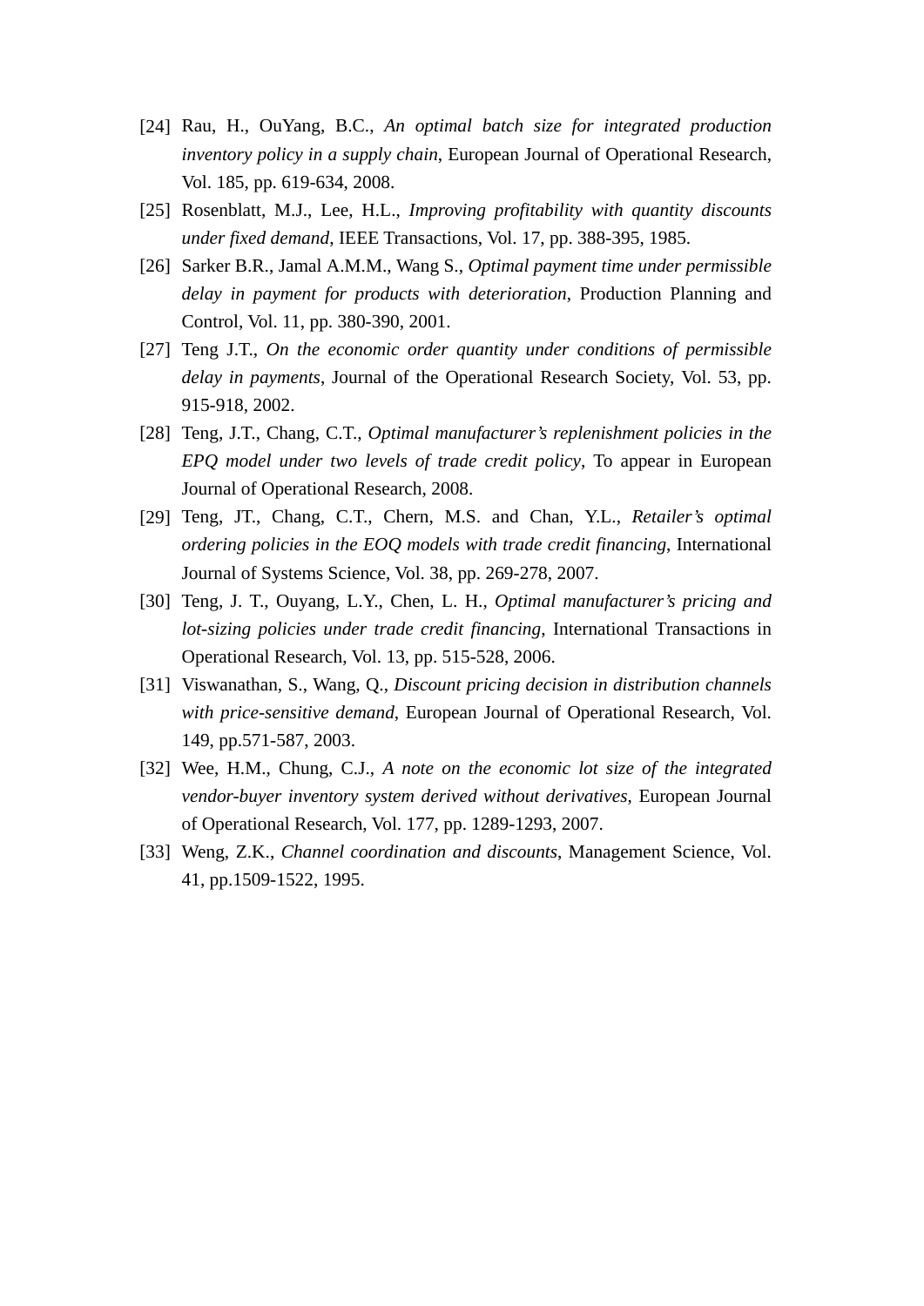[24] Rau, H., OuYang, B.C., *An optimal batch size for integrated production inventory policy in a supply chain*, European Journal of Operational Research, Vol. 185, pp. 619-634, 2008.

[25] Rosenblatt, M.J., Lee, H.L., *Improving profitability with quantity discounts under fixed demand*, IEEE Transactions, Vol. 17, pp. 388-395, 1985.

[26] Sarker B.R., Jamal A.M.M., Wang S., *Optimal payment time under permissible delay in payment for products with deterioration*, Production Planning and Control, Vol. 11, pp. 380-390, 2001.

[27] Teng J.T., *On the economic order quantity under conditions of permissible delay in payments*, Journal of the Operational Research Society, Vol. 53, pp. 915-918, 2002.

[28] Teng, J.T., Chang, C.T., *Optimal manufacturer's replenishment policies in the EPQ model under two levels of trade credit policy*, To appear in European Journal of Operational Research, 2008.

[29] Teng, JT., Chang, C.T., Chern, M.S. and Chan, Y.L., *Retailer's optimal ordering policies in the EOQ models with trade credit financing*, International Journal of Systems Science, Vol. 38, pp. 269-278, 2007.

[30] Teng, J. T., Ouyang, L.Y., Chen, L. H., *Optimal manufacturer's pricing and lot-sizing policies under trade credit financing*, International Transactions in Operational Research, Vol. 13, pp. 515-528, 2006.

[31] Viswanathan, S., Wang, Q., *Discount pricing decision in distribution channels with price-sensitive demand*, European Journal of Operational Research, Vol. 149, pp.571-587, 2003.

[32] Wee, H.M., Chung, C.J., *A note on the economic lot size of the integrated vendor-buyer inventory system derived without derivatives*, European Journal of Operational Research, Vol. 177, pp. 1289-1293, 2007.

[33] Weng, Z.K., *Channel coordination and discounts*, Management Science, Vol. 41, pp.1509-1522, 1995.